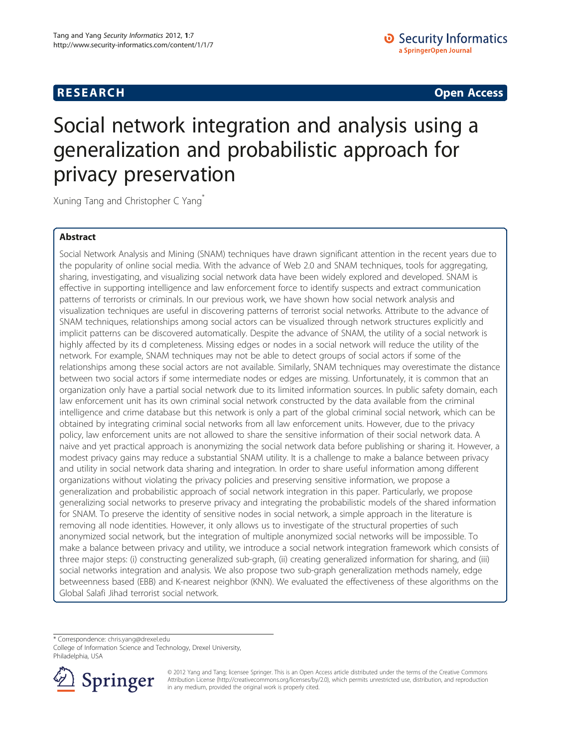**RESEARCH** **Open Access**

# Social network integration and analysis using a generalization and probabilistic approach for privacy preservation

Xuning Tang and Christopher C Yang*

## Abstract

Social Network Analysis and Mining (SNAM) techniques have drawn significant attention in the recent years due to the popularity of online social media. With the advance of Web 2.0 and SNAM techniques, tools for aggregating, sharing, investigating, and visualizing social network data have been widely explored and developed. SNAM is effective in supporting intelligence and law enforcement force to identify suspects and extract communication patterns of terrorists or criminals. In our previous work, we have shown how social network analysis and visualization techniques are useful in discovering patterns of terrorist social networks. Attribute to the advance of SNAM techniques, relationships among social actors can be visualized through network structures explicitly and implicit patterns can be discovered automatically. Despite the advance of SNAM, the utility of a social network is highly affected by its d completeness. Missing edges or nodes in a social network will reduce the utility of the network. For example, SNAM techniques may not be able to detect groups of social actors if some of the relationships among these social actors are not available. Similarly, SNAM techniques may overestimate the distance between two social actors if some intermediate nodes or edges are missing. Unfortunately, it is common that an organization only have a partial social network due to its limited information sources. In public safety domain, each law enforcement unit has its own criminal social network constructed by the data available from the criminal intelligence and crime database but this network is only a part of the global criminal social network, which can be obtained by integrating criminal social networks from all law enforcement units. However, due to the privacy policy, law enforcement units are not allowed to share the sensitive information of their social network data. A naive and yet practical approach is anonymizing the social network data before publishing or sharing it. However, a modest privacy gains may reduce a substantial SNAM utility. It is a challenge to make a balance between privacy and utility in social network data sharing and integration. In order to share useful information among different organizations without violating the privacy policies and preserving sensitive information, we propose a generalization and probabilistic approach of social network integration in this paper. Particularly, we propose generalizing social networks to preserve privacy and integrating the probabilistic models of the shared information for SNAM. To preserve the identity of sensitive nodes in social network, a simple approach in the literature is removing all node identities. However, it only allows us to investigate of the structural properties of such anonymized social network, but the integration of multiple anonymized social networks will be impossible. To make a balance between privacy and utility, we introduce a social network integration framework which consists of three major steps: (i) constructing generalized sub-graph, (ii) creating generalized information for sharing, and (iii) social networks integration and analysis. We also propose two sub-graph generalization methods namely, edge betweenness based (EBB) and K-nearest neighbor (KNN). We evaluated the effectiveness of these algorithms on the Global Salafi Jihad terrorist social network.

---

* Correspondence: chris.yang@drexel.edu
College of Information Science and Technology, Drexel University, Philadelphia, USA

© 2012 Yang and Tang; licensee Springer. This is an Open Access article distributed under the terms of the Creative Commons Attribution License (http://creativecommons.org/licenses/by/2.0), which permits unrestricted use, distribution, and reproduction in any medium, provided the original work is properly cited.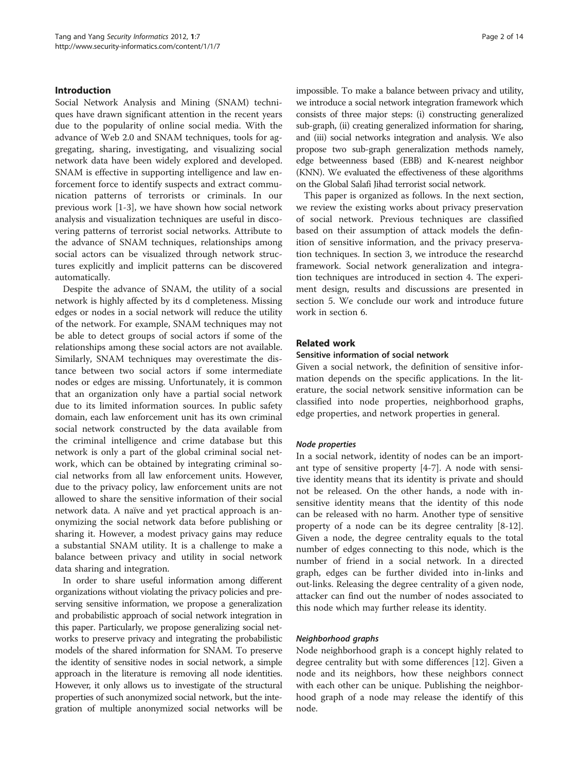## Introduction

Social Network Analysis and Mining (SNAM) techniques have drawn significant attention in the recent years due to the popularity of online social media. With the advance of Web 2.0 and SNAM techniques, tools for aggregating, sharing, investigating, and visualizing social network data have been widely explored and developed. SNAM is effective in supporting intelligence and law enforcement force to identify suspects and extract communication patterns of terrorists or criminals. In our previous work [1-3], we have shown how social network analysis and visualization techniques are useful in discovering patterns of terrorist social networks. Attribute to the advance of SNAM techniques, relationships among social actors can be visualized through network structures explicitly and implicit patterns can be discovered automatically.

Despite the advance of SNAM, the utility of a social network is highly affected by its d completeness. Missing edges or nodes in a social network will reduce the utility of the network. For example, SNAM techniques may not be able to detect groups of social actors if some of the relationships among these social actors are not available. Similarly, SNAM techniques may overestimate the distance between two social actors if some intermediate nodes or edges are missing. Unfortunately, it is common that an organization only have a partial social network due to its limited information sources. In public safety domain, each law enforcement unit has its own criminal social network constructed by the data available from the criminal intelligence and crime database but this network is only a part of the global criminal social network, which can be obtained by integrating criminal social networks from all law enforcement units. However, due to the privacy policy, law enforcement units are not allowed to share the sensitive information of their social network data. A naïve and yet practical approach is anonymizing the social network data before publishing or sharing it. However, a modest privacy gains may reduce a substantial SNAM utility. It is a challenge to make a balance between privacy and utility in social network data sharing and integration.

In order to share useful information among different organizations without violating the privacy policies and preserving sensitive information, we propose a generalization and probabilistic approach of social network integration in this paper. Particularly, we propose generalizing social networks to preserve privacy and integrating the probabilistic models of the shared information for SNAM. To preserve the identity of sensitive nodes in social network, a simple approach in the literature is removing all node identities. However, it only allows us to investigate of the structural properties of such anonymized social network, but the integration of multiple anonymized social networks will be impossible. To make a balance between privacy and utility, we introduce a social network integration framework which consists of three major steps: (i) constructing generalized sub-graph, (ii) creating generalized information for sharing, and (iii) social networks integration and analysis. We also propose two sub-graph generalization methods namely, edge betweenness based (EBB) and K-nearest neighbor (KNN). We evaluated the effectiveness of these algorithms on the Global Salafi Jihad terrorist social network.

This paper is organized as follows. In the next section, we review the existing works about privacy preservation of social network. Previous techniques are classified based on their assumption of attack models the definition of sensitive information, and the privacy preservation techniques. In section 3, we introduce the researchd framework. Social network generalization and integration techniques are introduced in section 4. The experiment design, results and discussions are presented in section 5. We conclude our work and introduce future work in section 6.

## Related work

### Sensitive information of social network

Given a social network, the definition of sensitive information depends on the specific applications. In the literature, the social network sensitive information can be classified into node properties, neighborhood graphs, edge properties, and network properties in general.

#### *Node properties*

In a social network, identity of nodes can be an important type of sensitive property [4-7]. A node with sensitive identity means that its identity is private and should not be released. On the other hands, a node with insensitive identity means that the identity of this node can be released with no harm. Another type of sensitive property of a node can be its degree centrality [8-12]. Given a node, the degree centrality equals to the total number of edges connecting to this node, which is the number of friend in a social network. In a directed graph, edges can be further divided into in-links and out-links. Releasing the degree centrality of a given node, attacker can find out the number of nodes associated to this node which may further release its identity.

#### *Neighborhood graphs*

Node neighborhood graph is a concept highly related to degree centrality but with some differences [12]. Given a node and its neighbors, how these neighbors connect with each other can be unique. Publishing the neighborhood graph of a node may release the identify of this node.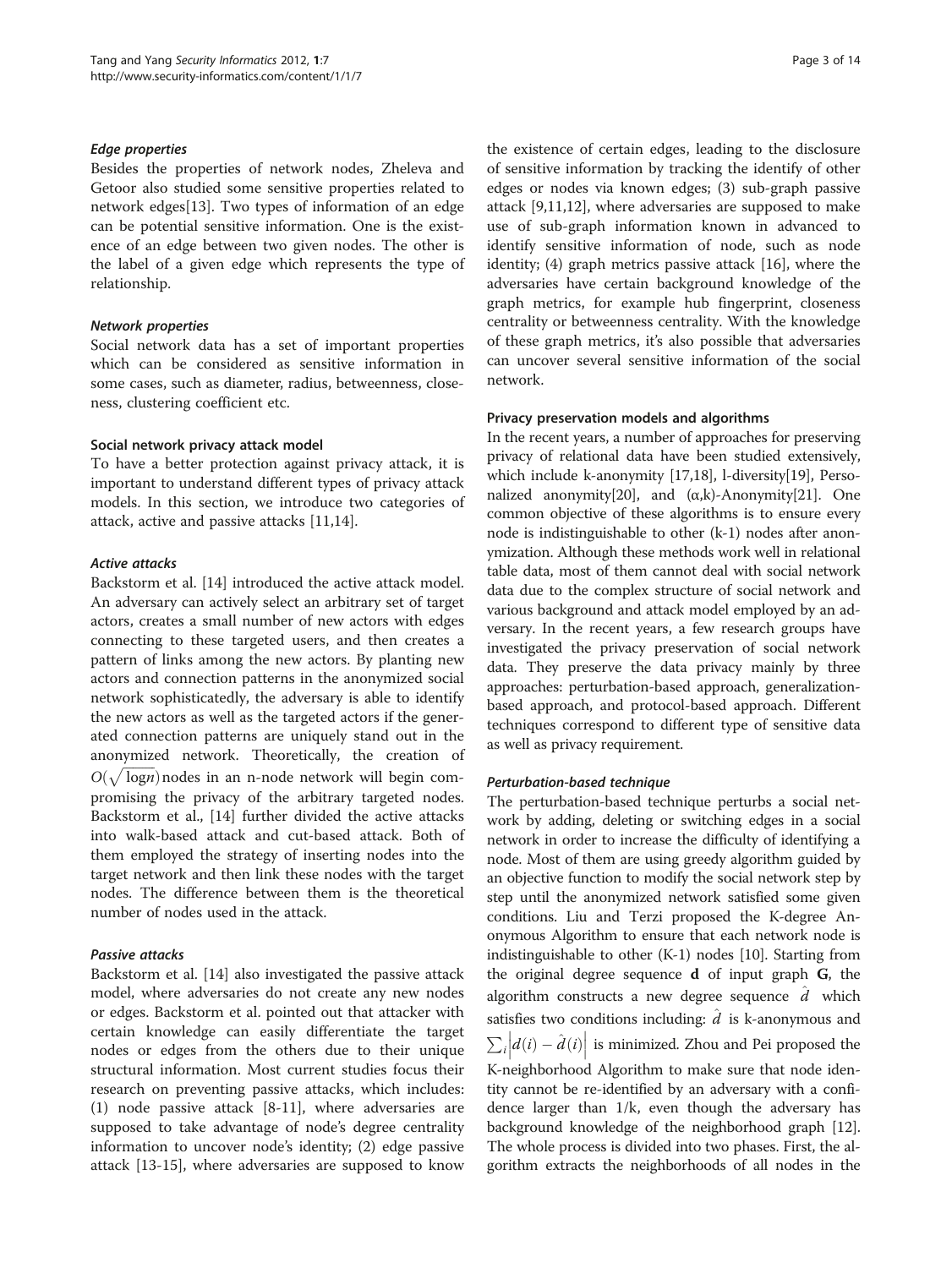#### *Edge properties*

Besides the properties of network nodes, Zheleva and Getoor also studied some sensitive properties related to network edges[13]. Two types of information of an edge can be potential sensitive information. One is the existence of an edge between two given nodes. The other is the label of a given edge which represents the type of relationship.

#### *Network properties*

Social network data has a set of important properties which can be considered as sensitive information in some cases, such as diameter, radius, betweenness, closeness, clustering coefficient etc.

### Social network privacy attack model

To have a better protection against privacy attack, it is important to understand different types of privacy attack models. In this section, we introduce two categories of attack, active and passive attacks [11,14].

#### *Active attacks*

Backstorm et al. [14] introduced the active attack model. An adversary can actively select an arbitrary set of target actors, creates a small number of new actors with edges connecting to these targeted users, and then creates a pattern of links among the new actors. By planting new actors and connection patterns in the anonymized social network sophisticatedly, the adversary is able to identify the new actors as well as the targeted actors if the generated connection patterns are uniquely stand out in the anonymized network. Theoretically, the creation of $O(\sqrt{\log n})$ nodes in an n-node network will begin compromising the privacy of the arbitrary targeted nodes. Backstorm et al., [14] further divided the active attacks into walk-based attack and cut-based attack. Both of them employed the strategy of inserting nodes into the target network and then link these nodes with the target nodes. The difference between them is the theoretical number of nodes used in the attack.

#### *Passive attacks*

Backstorm et al. [14] also investigated the passive attack model, where adversaries do not create any new nodes or edges. Backstorm et al. pointed out that attacker with certain knowledge can easily differentiate the target nodes or edges from the others due to their unique structural information. Most current studies focus their research on preventing passive attacks, which includes: (1) node passive attack [8-11], where adversaries are supposed to take advantage of node's degree centrality information to uncover node's identity; (2) edge passive attack [13-15], where adversaries are supposed to know the existence of certain edges, leading to the disclosure of sensitive information by tracking the identify of other edges or nodes via known edges; (3) sub-graph passive attack [9,11,12], where adversaries are supposed to make use of sub-graph information known in advanced to identify sensitive information of node, such as node identity; (4) graph metrics passive attack [16], where the adversaries have certain background knowledge of the graph metrics, for example hub fingerprint, closeness centrality or betweenness centrality. With the knowledge of these graph metrics, it's also possible that adversaries can uncover several sensitive information of the social network.

### Privacy preservation models and algorithms

In the recent years, a number of approaches for preserving privacy of relational data have been studied extensively, which include k-anonymity [17,18], l-diversity[19], Personalized anonymity[20], and (α,k)-Anonymity[21]. One common objective of these algorithms is to ensure every node is indistinguishable to other (k-1) nodes after anonymization. Although these methods work well in relational table data, most of them cannot deal with social network data due to the complex structure of social network and various background and attack model employed by an adversary. In the recent years, a few research groups have investigated the privacy preservation of social network data. They preserve the data privacy mainly by three approaches: perturbation-based approach, generalization-based approach, and protocol-based approach. Different techniques correspond to different type of sensitive data as well as privacy requirement.

#### *Perturbation-based technique*

The perturbation-based technique perturbs a social network by adding, deleting or switching edges in a social network in order to increase the difficulty of identifying a node. Most of them are using greedy algorithm guided by an objective function to modify the social network step by step until the anonymized network satisfied some given conditions. Liu and Terzi proposed the K-degree Anonymous Algorithm to ensure that each network node is indistinguishable to other (K-1) nodes [10]. Starting from the original degree sequence **d** of input graph **G**, the algorithm constructs a new degree sequence $\hat{d}$ which satisfies two conditions including: $\hat{d}$ is k-anonymous and $\sum_i \left| d(i) - \hat{d}(i) \right|$ is minimized. Zhou and Pei proposed the K-neighborhood Algorithm to make sure that node identity cannot be re-identified by an adversary with a confidence larger than 1/k, even though the adversary has background knowledge of the neighborhood graph [12]. The whole process is divided into two phases. First, the algorithm extracts the neighborhoods of all nodes in the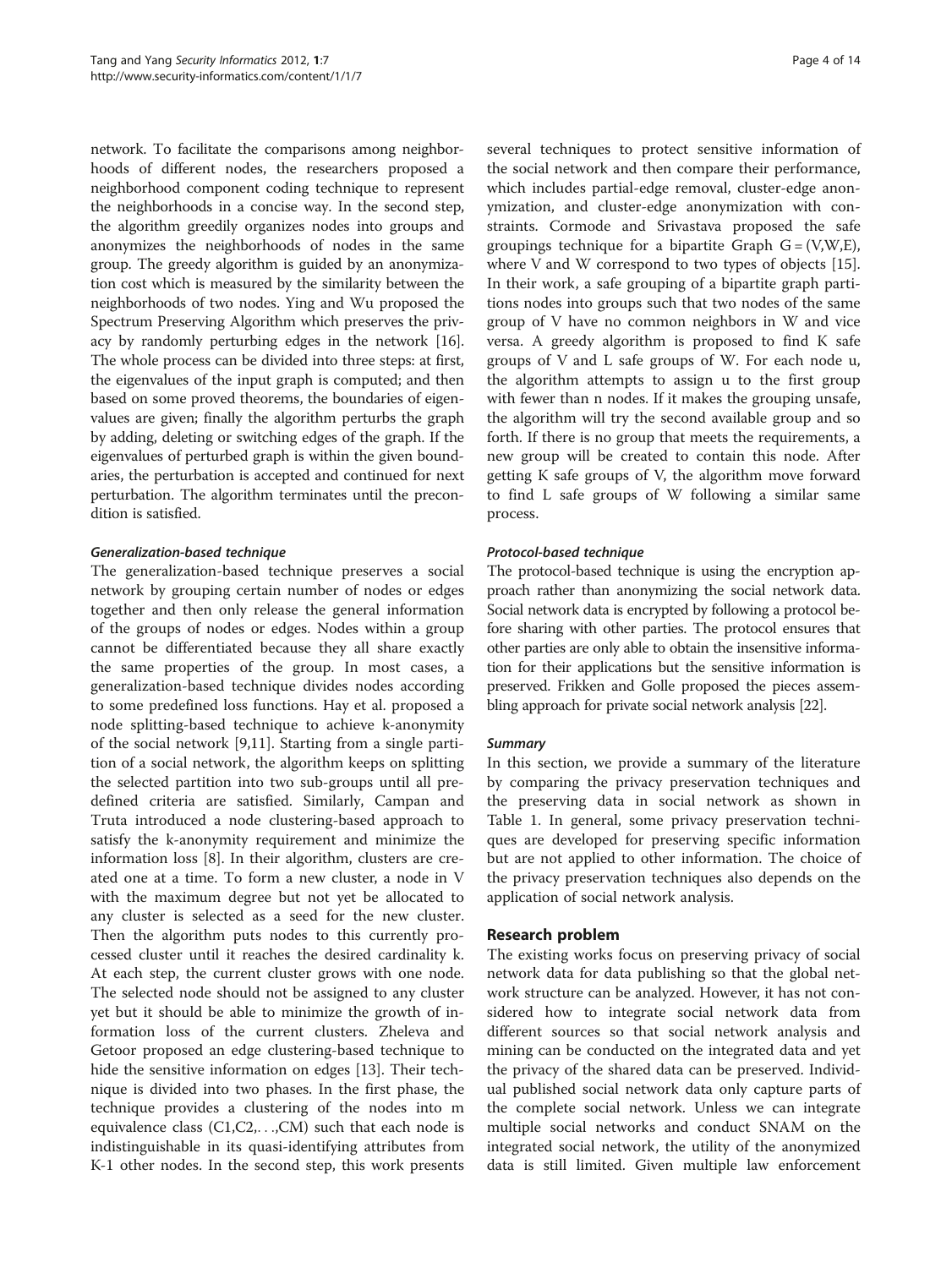network. To facilitate the comparisons among neighborhoods of different nodes, the researchers proposed a neighborhood component coding technique to represent the neighborhoods in a concise way. In the second step, the algorithm greedily organizes nodes into groups and anonymizes the neighborhoods of nodes in the same group. The greedy algorithm is guided by an anonymization cost which is measured by the similarity between the neighborhoods of two nodes. Ying and Wu proposed the Spectrum Preserving Algorithm which preserves the privacy by randomly perturbing edges in the network [16]. The whole process can be divided into three steps: at first, the eigenvalues of the input graph is computed; and then based on some proved theorems, the boundaries of eigenvalues are given; finally the algorithm perturbs the graph by adding, deleting or switching edges of the graph. If the eigenvalues of perturbed graph is within the given boundaries, the perturbation is accepted and continued for next perturbation. The algorithm terminates until the precondition is satisfied.

#### *Generalization-based technique*

The generalization-based technique preserves a social network by grouping certain number of nodes or edges together and then only release the general information of the groups of nodes or edges. Nodes within a group cannot be differentiated because they all share exactly the same properties of the group. In most cases, a generalization-based technique divides nodes according to some predefined loss functions. Hay et al. proposed a node splitting-based technique to achieve k-anonymity of the social network [9,11]. Starting from a single partition of a social network, the algorithm keeps on splitting the selected partition into two sub-groups until all predefined criteria are satisfied. Similarly, Campan and Truta introduced a node clustering-based approach to satisfy the k-anonymity requirement and minimize the information loss [8]. In their algorithm, clusters are created one at a time. To form a new cluster, a node in V with the maximum degree but not yet be allocated to any cluster is selected as a seed for the new cluster. Then the algorithm puts nodes to this currently processed cluster until it reaches the desired cardinality k. At each step, the current cluster grows with one node. The selected node should not be assigned to any cluster yet but it should be able to minimize the growth of information loss of the current clusters. Zheleva and Getoor proposed an edge clustering-based technique to hide the sensitive information on edges [13]. Their technique is divided into two phases. In the first phase, the technique provides a clustering of the nodes into m equivalence class (C1,C2,. . .,CM) such that each node is indistinguishable in its quasi-identifying attributes from K-1 other nodes. In the second step, this work presents several techniques to protect sensitive information of the social network and then compare their performance, which includes partial-edge removal, cluster-edge anonymization, and cluster-edge anonymization with constraints. Cormode and Srivastava proposed the safe groupings technique for a bipartite Graph G = (V,W,E), where V and W correspond to two types of objects [15]. In their work, a safe grouping of a bipartite graph partitions nodes into groups such that two nodes of the same group of V have no common neighbors in W and vice versa. A greedy algorithm is proposed to find K safe groups of V and L safe groups of W. For each node u, the algorithm attempts to assign u to the first group with fewer than n nodes. If it makes the grouping unsafe, the algorithm will try the second available group and so forth. If there is no group that meets the requirements, a new group will be created to contain this node. After getting K safe groups of V, the algorithm move forward to find L safe groups of W following a similar same process.

#### *Protocol-based technique*

The protocol-based technique is using the encryption approach rather than anonymizing the social network data. Social network data is encrypted by following a protocol before sharing with other parties. The protocol ensures that other parties are only able to obtain the insensitive information for their applications but the sensitive information is preserved. Frikken and Golle proposed the pieces assembling approach for private social network analysis [22].

#### *Summary*

In this section, we provide a summary of the literature by comparing the privacy preservation techniques and the preserving data in social network as shown in Table 1. In general, some privacy preservation techniques are developed for preserving specific information but are not applied to other information. The choice of the privacy preservation techniques also depends on the application of social network analysis.

## Research problem

The existing works focus on preserving privacy of social network data for data publishing so that the global network structure can be analyzed. However, it has not considered how to integrate social network data from different sources so that social network analysis and mining can be conducted on the integrated data and yet the privacy of the shared data can be preserved. Individual published social network data only capture parts of the complete social network. Unless we can integrate multiple social networks and conduct SNAM on the integrated social network, the utility of the anonymized data is still limited. Given multiple law enforcement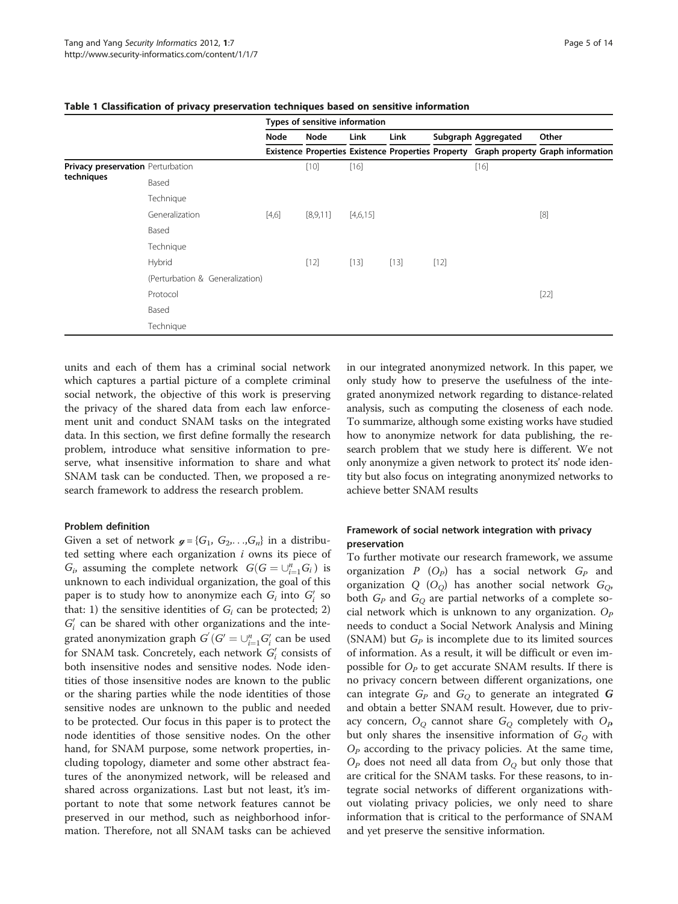**Table 1 Classification of privacy preservation techniques based on sensitive information**

| | | Types of sensitive information | | | | | | |
|---|---|---|---|---|---|---|---|---|
| | | Node Existence | Node Properties | Link Existence | Link Properties | Subgraph Property | Aggregated Graph property | Other Graph information |
| Privacy preservation techniques | Perturbation Based Technique | | [10] | [16] | | | [16] | |
| | Generalization Based Technique | [4,6] | [8,9,11] | [4,6,15] | | | | [8] |
| | Hybrid (Perturbation & Generalization) | | [12] | [13] | [13] | [12] | | |
| | Protocol Based Technique | | | | | | | [22] |

units and each of them has a criminal social network which captures a partial picture of a complete criminal social network, the objective of this work is preserving the privacy of the shared data from each law enforcement unit and conduct SNAM tasks on the integrated data. In this section, we first define formally the research problem, introduce what sensitive information to preserve, what insensitive information to share and what SNAM task can be conducted. Then, we proposed a research framework to address the research problem.

#### Problem definition

Given a set of network $\mathcal{g} = \{G_1, G_2, \ldots, G_n\}$ in a distributed setting where each organization $i$ owns its piece of $G_i$, assuming the complete network $G(G = \cup_{i=1}^{n} G_i)$ is unknown to each individual organization, the goal of this paper is to study how to anonymize each $G_i$ into $G_i'$ so that: 1) the sensitive identities of $G_i$ can be protected; 2) $G_i'$ can be shared with other organizations and the integrated anonymization graph $G'(G' = \cup_{i=1}^{n} G_i'$ can be used for SNAM task. Concretely, each network $G_i'$ consists of both insensitive nodes and sensitive nodes. Node identities of those insensitive nodes are known to the public or the sharing parties while the node identities of those sensitive nodes are unknown to the public and needed to be protected. Our focus in this paper is to protect the node identities of those sensitive nodes. On the other hand, for SNAM purpose, some network properties, including topology, diameter and some other abstract features of the anonymized network, will be released and shared across organizations. Last but not least, it's important to note that some network features cannot be preserved in our method, such as neighborhood information. Therefore, not all SNAM tasks can be achieved in our integrated anonymized network. In this paper, we only study how to preserve the usefulness of the integrated anonymized network regarding to distance-related analysis, such as computing the closeness of each node. To summarize, although some existing works have studied how to anonymize network for data publishing, the research problem that we study here is different. We not only anonymize a given network to protect its' node identity but also focus on integrating anonymized networks to achieve better SNAM results

#### Framework of social network integration with privacy preservation

To further motivate our research framework, we assume organization $P$ ($O_P$) has a social network $G_P$ and organization $Q$ ($O_Q$) has another social network $G_Q$, both $G_P$ and $G_Q$ are partial networks of a complete social network which is unknown to any organization. $O_P$ needs to conduct a Social Network Analysis and Mining (SNAM) but $G_P$ is incomplete due to its limited sources of information. As a result, it will be difficult or even impossible for $O_P$ to get accurate SNAM results. If there is no privacy concern between different organizations, one can integrate $G_P$ and $G_Q$ to generate an integrated $\boldsymbol{G}$ and obtain a better SNAM result. However, due to privacy concern, $O_Q$ cannot share $G_Q$ completely with $O_P$ but only shares the insensitive information of $G_Q$ with $O_P$ according to the privacy policies. At the same time, $O_P$ does not need all data from $O_Q$ but only those that are critical for the SNAM tasks. For these reasons, to integrate social networks of different organizations without violating privacy policies, we only need to share information that is critical to the performance of SNAM and yet preserve the sensitive information.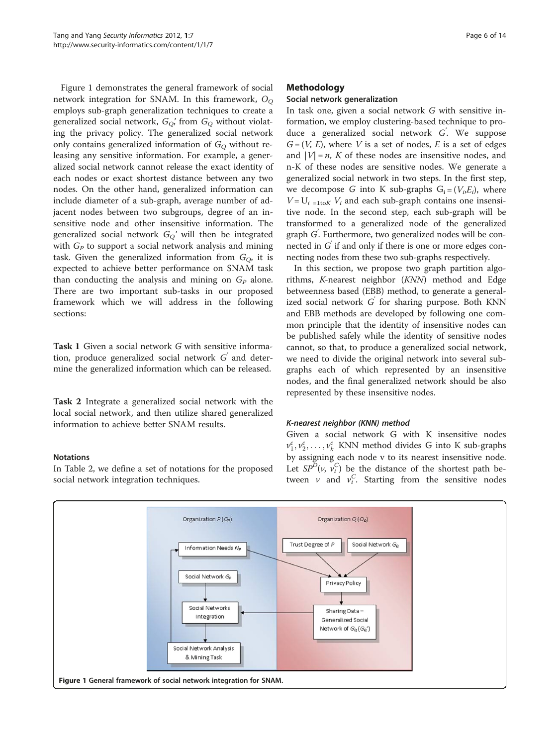Figure 1 demonstrates the general framework of social network integration for SNAM. In this framework, $O_Q$ employs sub-graph generalization techniques to create a generalized social network, $G_Q'$ from $G_Q$ without violating the privacy policy. The generalized social network only contains generalized information of $G_Q$ without releasing any sensitive information. For example, a generalized social network cannot release the exact identity of each nodes or exact shortest distance between any two nodes. On the other hand, generalized information can include diameter of a sub-graph, average number of adjacent nodes between two subgroups, degree of an insensitive node and other insensitive information. The generalized social network $G_Q'$ will then be integrated with $G_P$ to support a social network analysis and mining task. Given the generalized information from $G_Q$, it is expected to achieve better performance on SNAM task than conducting the analysis and mining on $G_P$ alone. There are two important sub-tasks in our proposed framework which we will address in the following sections:

**Task 1** Given a social network $G$ with sensitive information, produce generalized social network $G'$ and determine the generalized information which can be released.

**Task 2** Integrate a generalized social network with the local social network, and then utilize shared generalized information to achieve better SNAM results.

#### Notations

In Table 2, we define a set of notations for the proposed social network integration techniques.

## Methodology

### Social network generalization

In task one, given a social network $G$ with sensitive information, we employ clustering-based technique to produce a generalized social network $G'$. We suppose $G = (V, E)$, where $V$ is a set of nodes, $E$ is a set of edges and $|V| = n$, $K$ of these nodes are insensitive nodes, and n-K of these nodes are sensitive nodes. We generate a generalized social network in two steps. In the first step, we decompose $G$ into K sub-graphs $G_i = (V_i, E_i)$, where $V = \cup_{i=1 \text{to} K} V_i$ and each sub-graph contains one insensitive node. In the second step, each sub-graph will be transformed to a generalized node of the generalized graph $G'$. Furthermore, two generalized nodes will be connected in $G'$ if and only if there is one or more edges connecting nodes from these two sub-graphs respectively.

In this section, we propose two graph partition algorithms, *K*-nearest neighbor (*KNN*) method and Edge betweenness based (EBB) method, to generate a generalized social network $G'$ for sharing purpose. Both KNN and EBB methods are developed by following one common principle that the identity of insensitive nodes can be published safely while the identity of sensitive nodes cannot, so that, to produce a generalized social network, we need to divide the original network into several subgraphs each of which represented by an insensitive nodes, and the final generalized network should be also represented by these insensitive nodes.

#### *K-nearest neighbor (KNN) method*

Given a social network G with K insensitive nodes $v_1^c, v_2^c, \ldots, v_k^c$ KNN method divides G into K sub-graphs by assigning each node v to its nearest insensitive node. Let $SP^D(v, v_i^C)$ be the distance of the shortest path between $v$ and $v_i^C$. Starting from the sensitive nodes

Figure 1 General framework of social network integration for SNAM.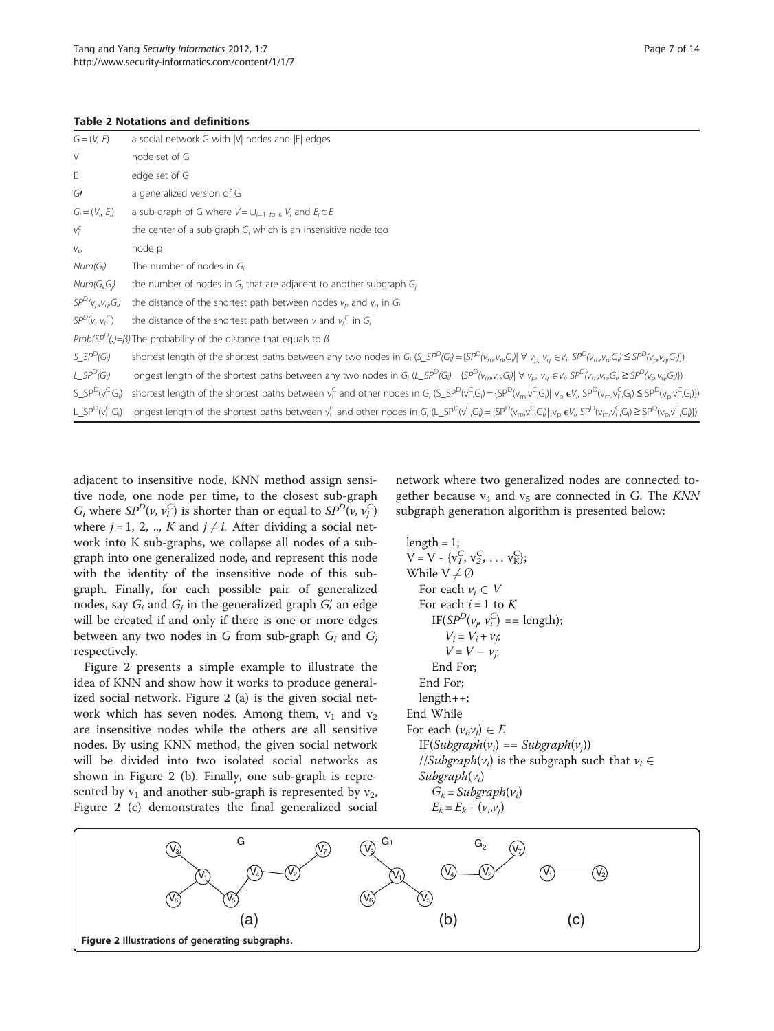**Table 2 Notations and definitions**

| | |
|---|---|
| $G = (V, E)$ | a social network G with \|V\| nodes and \|E\| edges |
| V | node set of G |
| E | edge set of G |
| $G\prime$ | a generalized version of G |
| $G_i = (V_i, E_i)$ | a sub-graph of G where $V = \cup_{i=1 \text{ to } k} V_i$ and $E_i \subset E$ |
| $v_i^c$ | the center of a sub-graph $G_i$ which is an insensitive node too |
| $v_p$ | node p |
| $Num(G_i)$ | The number of nodes in $G_i$ |
| $Num(G_i,G_j)$ | the number of nodes in $G_i$ that are adjacent to another subgraph $G_j$ |
| $SP^D(v_p,v_q,G_i)$ | the distance of the shortest path between nodes $v_p$ and $v_q$ in $G_i$ |
| $SP^D(v, v_i^C)$ | the distance of the shortest path between $v$ and $v_i^C$ in $G_i$ |
| $Prob(SP^D(.)=\beta)$ | The probability of the distance that equals to $\beta$ |
| $S\_SP^D(G_i)$ | shortest length of the shortest paths between any two nodes in $G_i$ ($S\_SP^D(G_i) = \{SP^D(v_m,v_n,G_i) \mid \forall\ v_p, v_q \in V_i, SP^D(v_m,v_n,G_i) \le SP^D(v_p,v_q,G_i)\}$) |
| $L\_SP^D(G_i)$ | longest length of the shortest paths between any two nodes in $G_i$ ($L\_SP^D(G_i) = \{SP^D(v_m,v_n,G_i) \mid \forall\ v_p, v_q \in V_i, SP^D(v_m,v_n,G_i) \ge SP^D(v_p,v_q,G_i)\}$) |
| $S\_SP^D(v_i^C,G_i)$ | shortest length of the shortest paths between $v_i^C$ and other nodes in $G_i$ ($S\_SP^D(v_i^C,G_i) = \{SP^D(v_m,v_i^C,G_i) \mid v_p \in V_i, SP^D(v_m,v_i^C,G_i) \le SP^D(v_p,v_i^C,G_i)\}$) |
| $L\_SP^D(v_i^C,G_i)$ | longest length of the shortest paths between $v_i^C$ and other nodes in $G_i$ ($L\_SP^D(v_i^C,G_i) = \{SP^D(v_m,v_i^C,G_i) \mid v_p \in V_i, SP^D(v_m,v_i^C,G_i) \ge SP^D(v_p,v_i^C,G_i)\}$) |

adjacent to insensitive node, KNN method assign sensitive node, one node per time, to the closest sub-graph $G_i$ where $SP^D(v, v_i^C)$ is shorter than or equal to $SP^D(v, v_j^C)$ where $j = 1, 2, .., K$ and $j \neq i$. After dividing a social network into K sub-graphs, we collapse all nodes of a sub-graph into one generalized node, and represent this node with the identity of the insensitive node of this sub-graph. Finally, for each possible pair of generalized nodes, say $G_i$ and $G_j$ in the generalized graph G', an edge will be created if and only if there is one or more edges between any two nodes in $G$ from sub-graph $G_i$ and $G_j$ respectively.

Figure 2 presents a simple example to illustrate the idea of KNN and show how it works to produce generalized social network. Figure 2 (a) is the given social network which has seven nodes. Among them, $v_1$ and $v_2$ are insensitive nodes while the others are all sensitive nodes. By using KNN method, the given social network will be divided into two isolated social networks as shown in Figure 2 (b). Finally, one sub-graph is represented by $v_1$ and another sub-graph is represented by $v_2$, Figure 2 (c) demonstrates the final generalized social network where two generalized nodes are connected together because $v_4$ and $v_5$ are connected in G. The *KNN* subgraph generation algorithm is presented below:

```
length = 1;
V = V - {v_1^C, v_2^C, ... v_K^C};
While V ≠ Ø
   For each v_j ∈ V
   For each i = 1 to K
      IF(SP^D(v_j, v_i^C) == length);
         V_i = V_i + v_j;
         V = V − v_j;
      End For;
   End For;
   length++;
End While
For each (v_i,v_j) ∈ E
   IF(Subgraph(v_i) == Subgraph(v_j))
   //Subgraph(v_i) is the subgraph such that v_i ∈
   Subgraph(v_i)
      G_k = Subgraph(v_i)
      E_k = E_k + (v_i,v_j)
```

Figure 2 Illustrations of generating subgraphs.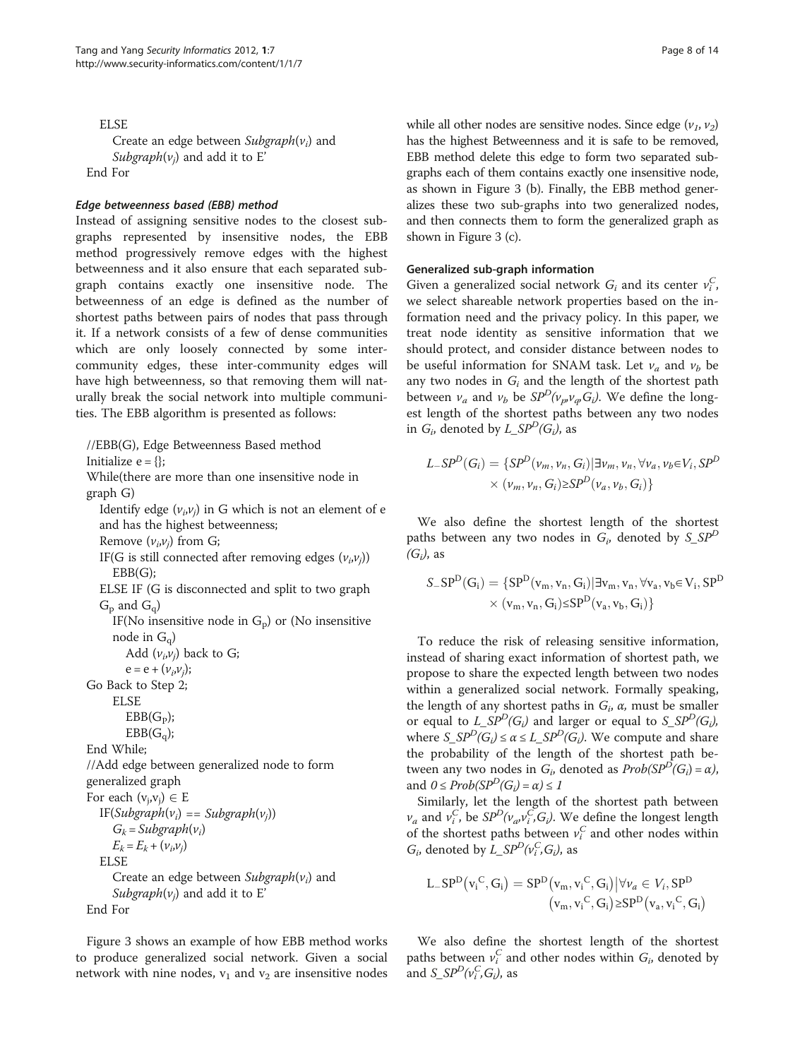```
ELSE
    Create an edge between Subgraph(v_i) and
    Subgraph(v_j) and add it to E'
End For
```

#### Edge betweenness based (EBB) method

Instead of assigning sensitive nodes to the closest subgraphs represented by insensitive nodes, the EBB method progressively remove edges with the highest betweenness and it also ensure that each separated subgraph contains exactly one insensitive node. The betweenness of an edge is defined as the number of shortest paths between pairs of nodes that pass through it. If a network consists of a few of dense communities which are only loosely connected by some inter-community edges, these inter-community edges will have high betweenness, so that removing them will naturally break the social network into multiple communities. The EBB algorithm is presented as follows:

```
//EBB(G), Edge Betweenness Based method
Initialize e = {};
While(there are more than one insensitive node in graph G)
    Identify edge (v_i,v_j) in G which is not an element of e
    and has the highest betweenness;
    Remove (v_i,v_j) from G;
    IF(G is still connected after removing edges (v_i,v_j))
        EBB(G);
    ELSE IF (G is disconnected and split to two graph
    G_p and G_q)
        IF(No insensitive node in G_p) or (No insensitive
        node in G_q)
            Add (v_i,v_j) back to G;
            e = e + (v_i,v_j);
Go Back to Step 2;
        ELSE
            EBB(G_P);
            EBB(G_q);
End While;
//Add edge between generalized node to form
generalized graph
For each (v_i,v_j) ∈ E
    IF(Subgraph(v_i) == Subgraph(v_j))
        G_k = Subgraph(v_i)
        E_k = E_k + (v_i,v_j)
    ELSE
        Create an edge between Subgraph(v_i) and
        Subgraph(v_j) and add it to E'
End For
```

Figure 3 shows an example of how EBB method works to produce generalized social network. Given a social network with nine nodes, $v_1$ and $v_2$ are insensitive nodes while all other nodes are sensitive nodes. Since edge $(v_1, v_2)$ has the highest Betweenness and it is safe to be removed, EBB method delete this edge to form two separated sub-graphs each of them contains exactly one insensitive node, as shown in Figure 3 (b). Finally, the EBB method generalizes these two sub-graphs into two generalized nodes, and then connects them to form the generalized graph as shown in Figure 3 (c).

#### Generalized sub-graph information

Given a generalized social network $G_i$ and its center $v_i^C$, we select shareable network properties based on the information need and the privacy policy. In this paper, we treat node identity as sensitive information that we should protect, and consider distance between nodes to be useful information for SNAM task. Let $v_a$ and $v_b$ be any two nodes in $G_i$ and the length of the shortest path between $v_a$ and $v_b$ be $SP^D(v_p,v_q,G_i)$. We define the longest length of the shortest paths between any two nodes in $G_i$, denoted by $L\_SP^D(G_i)$, as

$$L\_SP^D(G_i) = \{SP^D(v_m, v_n, G_i) | \exists v_m, v_n, \forall v_a, v_b \in V_i, SP^D \times (v_m, v_n, G_i) \geq SP^D(v_a, v_b, G_i)\}$$

We also define the shortest length of the shortest paths between any two nodes in $G_i$, denoted by $S\_SP^D(G_i)$, as

$$S\_SP^D(G_i) = \{SP^D(v_m, v_n, G_i) | \exists v_m, v_n, \forall v_a, v_b \in V_i, SP^D \times (v_m, v_n, G_i) \leq SP^D(v_a, v_b, G_i)\}$$

To reduce the risk of releasing sensitive information, instead of sharing exact information of shortest path, we propose to share the expected length between two nodes within a generalized social network. Formally speaking, the length of any shortest paths in $G_i$, $\alpha$, must be smaller or equal to $L\_SP^D(G_i)$ and larger or equal to $S\_SP^D(G_i)$, where $S\_SP^D(G_i) \leq \alpha \leq L\_SP^D(G_i)$. We compute and share the probability of the length of the shortest path between any two nodes in $G_i$, denoted as $Prob(SP^D(G_i) = \alpha)$, and $0 \leq Prob(SP^D(G_i) = \alpha) \leq 1$

Similarly, let the length of the shortest path between $v_a$ and $v_i^C$, be $SP^D(v_a, v_i^C, G_i)$. We define the longest length of the shortest paths between $v_i^C$ and other nodes within $G_i$, denoted by $L\_SP^D(v_i^C, G_i)$, as

$$L\_SP^D(v_i^C, G_i) = SP^D(v_m, v_i^C, G_i) | \forall v_a \in V_i, SP^D (v_m, v_i^C, G_i) \geq SP^D(v_a, v_i^C, G_i)$$

We also define the shortest length of the shortest paths between $v_i^C$ and other nodes within $G_i$, denoted by and $S\_SP^D(v_i^C, G_i)$, as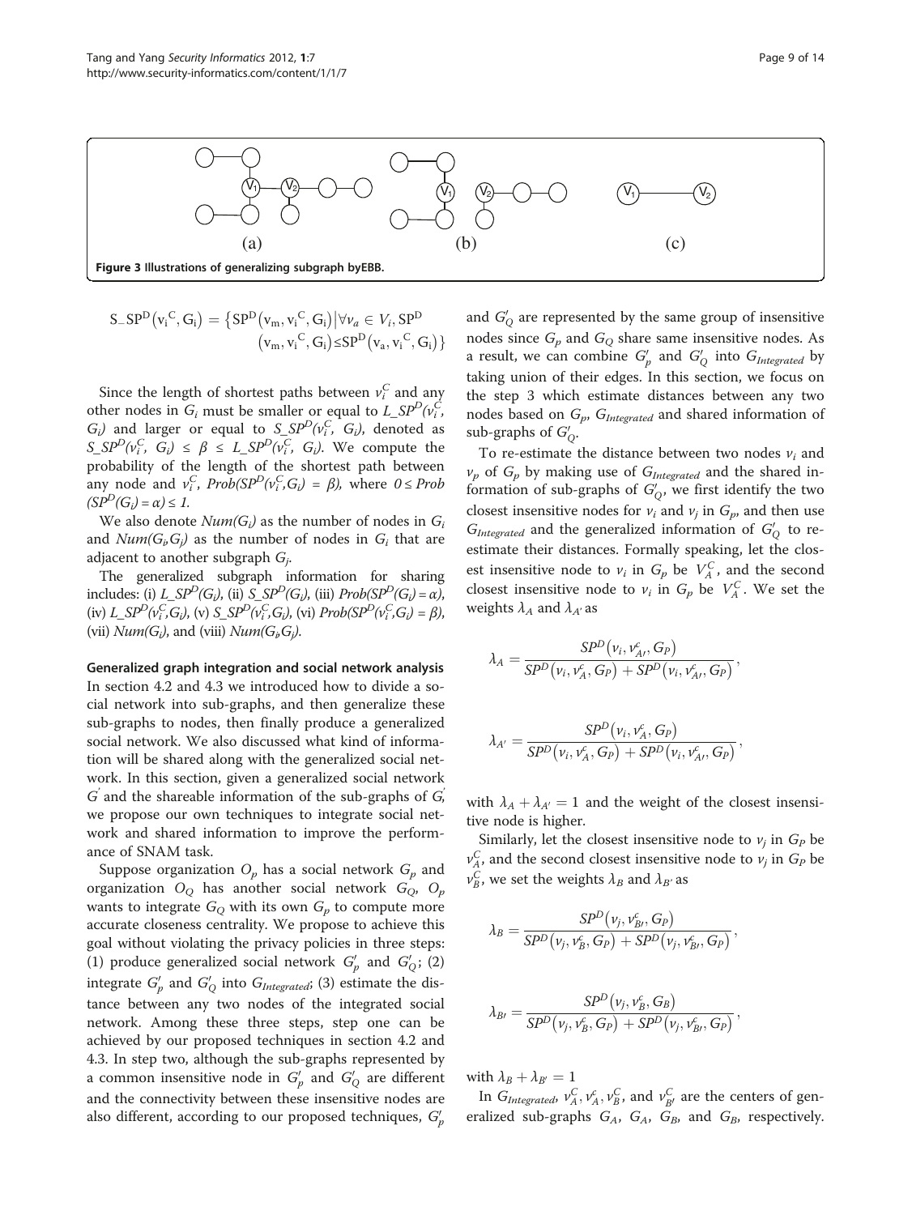Figure 3 Illustrations of generalizing subgraph byEBB.

$$\mathrm{S\_SP^D}\left(\mathrm{v_i}^{\mathrm{C}}, \mathrm{G_i}\right) = \left\{\mathrm{SP^D}\left(\mathrm{v_m}, \mathrm{v_i}^{\mathrm{C}}, \mathrm{G_i}\right) \middle| \forall v_a \in V_i, \mathrm{SP^D}\left(\mathrm{v_m}, \mathrm{v_i}^{\mathrm{C}}, \mathrm{G_i}\right) \leq \mathrm{SP^D}\left(\mathrm{v_a}, \mathrm{v_i}^{\mathrm{C}}, \mathrm{G_i}\right)\right\}$$

Since the length of shortest paths between $v_i^C$ and any other nodes in $G_i$ must be smaller or equal to $L\_SP^D(v_i^C, G_i)$ and larger or equal to $S\_SP^D(v_i^C, G_i)$, denoted as $S\_SP^D(v_i^C, G_i) \leq \beta \leq L\_SP^D(v_i^C, G_i)$. We compute the probability of the length of the shortest path between any node and $v_i^C$, $Prob(SP^D(v_i^C, G_i) = \beta)$, where $0 \leq Prob(SP^D(G_i) = \alpha) \leq 1$.

We also denote $Num(G_i)$ as the number of nodes in $G_i$ and $Num(G_i, G_j)$ as the number of nodes in $G_i$ that are adjacent to another subgraph $G_j$.

The generalized subgraph information for sharing includes: (i) $L\_SP^D(G_i)$, (ii) $S\_SP^D(G_i)$, (iii) $Prob(SP^D(G_i) = \alpha)$, (iv) $L\_SP^D(v_i^C, G_i)$, (v) $S\_SP^D(v_i^C, G_i)$, (vi) $Prob(SP^D(v_i^C, G_i) = \beta)$, (vii) $Num(G_i)$, and (viii) $Num(G_i, G_j)$.

### Generalized graph integration and social network analysis

In section 4.2 and 4.3 we introduced how to divide a social network into sub-graphs, and then generalize these sub-graphs to nodes, then finally produce a generalized social network. We also discussed what kind of information will be shared along with the generalized social network. In this section, given a generalized social network $G'$ and the shareable information of the sub-graphs of $G'$, we propose our own techniques to integrate social network and shared information to improve the performance of SNAM task.

Suppose organization $O_p$ has a social network $G_p$ and organization $O_Q$ has another social network $G_Q$, $O_p$ wants to integrate $G_Q$ with its own $G_p$ to compute more accurate closeness centrality. We propose to achieve this goal without violating the privacy policies in three steps: (1) produce generalized social network $G'_p$ and $G'_Q$; (2) integrate $G'_p$ and $G'_Q$ into $G_{Integrated}$; (3) estimate the distance between any two nodes of the integrated social network. Among these three steps, step one can be achieved by our proposed techniques in section 4.2 and 4.3. In step two, although the sub-graphs represented by a common insensitive node in $G'_p$ and $G'_Q$ are different and the connectivity between these insensitive nodes are also different, according to our proposed techniques, $G'_p$ and $G'_Q$ are represented by the same group of insensitive nodes since $G_p$ and $G_Q$ share same insensitive nodes. As a result, we can combine $G'_p$ and $G'_Q$ into $G_{Integrated}$ by taking union of their edges. In this section, we focus on the step 3 which estimate distances between any two nodes based on $G_p$, $G_{Integrated}$ and shared information of sub-graphs of $G'_Q$.

To re-estimate the distance between two nodes $v_i$ and $v_p$ of $G_p$ by making use of $G_{Integrated}$ and the shared information of sub-graphs of $G'_Q$, we first identify the two closest insensitive nodes for $v_i$ and $v_j$ in $G_p$, and then use $G_{Integrated}$ and the generalized information of $G'_Q$ to re-estimate their distances. Formally speaking, let the closest insensitive node to $v_i$ in $G_p$ be $V_A^C$, and the second closest insensitive node to $v_i$ in $G_p$ be $V_{A'}^C$. We set the weights $\lambda_A$ and $\lambda_{A'}$ as

$$\lambda_A = \frac{SP^D\left(v_i, v_{A'}^c, G_P\right)}{SP^D\left(v_i, v_A^c, G_P\right) + SP^D\left(v_i, v_{A'}^c, G_P\right)},$$

$$\lambda_{A'} = \frac{SP^D\left(v_i, v_A^c, G_P\right)}{SP^D\left(v_i, v_A^c, G_P\right) + SP^D\left(v_i, v_{A'}^c, G_P\right)},$$

with $\lambda_A + \lambda_{A'} = 1$ and the weight of the closest insensitive node is higher.

Similarly, let the closest insensitive node to $v_j$ in $G_P$ be $v_A^C$, and the second closest insensitive node to $v_j$ in $G_P$ be $v_B^C$, we set the weights $\lambda_B$ and $\lambda_{B'}$ as

$$\lambda_B = \frac{SP^D\left(v_j, v_{B'}^c, G_P\right)}{SP^D\left(v_j, v_B^c, G_P\right) + SP^D\left(v_j, v_{B'}^c, G_P\right)},$$

$$\lambda_{B'} = \frac{SP^D\left(v_j, v_B^c, G_B\right)}{SP^D\left(v_j, v_B^c, G_P\right) + SP^D\left(v_j, v_{B'}^c, G_P\right)},$$

with $\lambda_B + \lambda_{B'} = 1$

In $G_{Integrated}$, $v_A^C, v_A^c, v_B^C$, and $v_{B'}^C$ are the centers of generalized sub-graphs $G_A$, $G_A$, $G_B$, and $G_B$, respectively.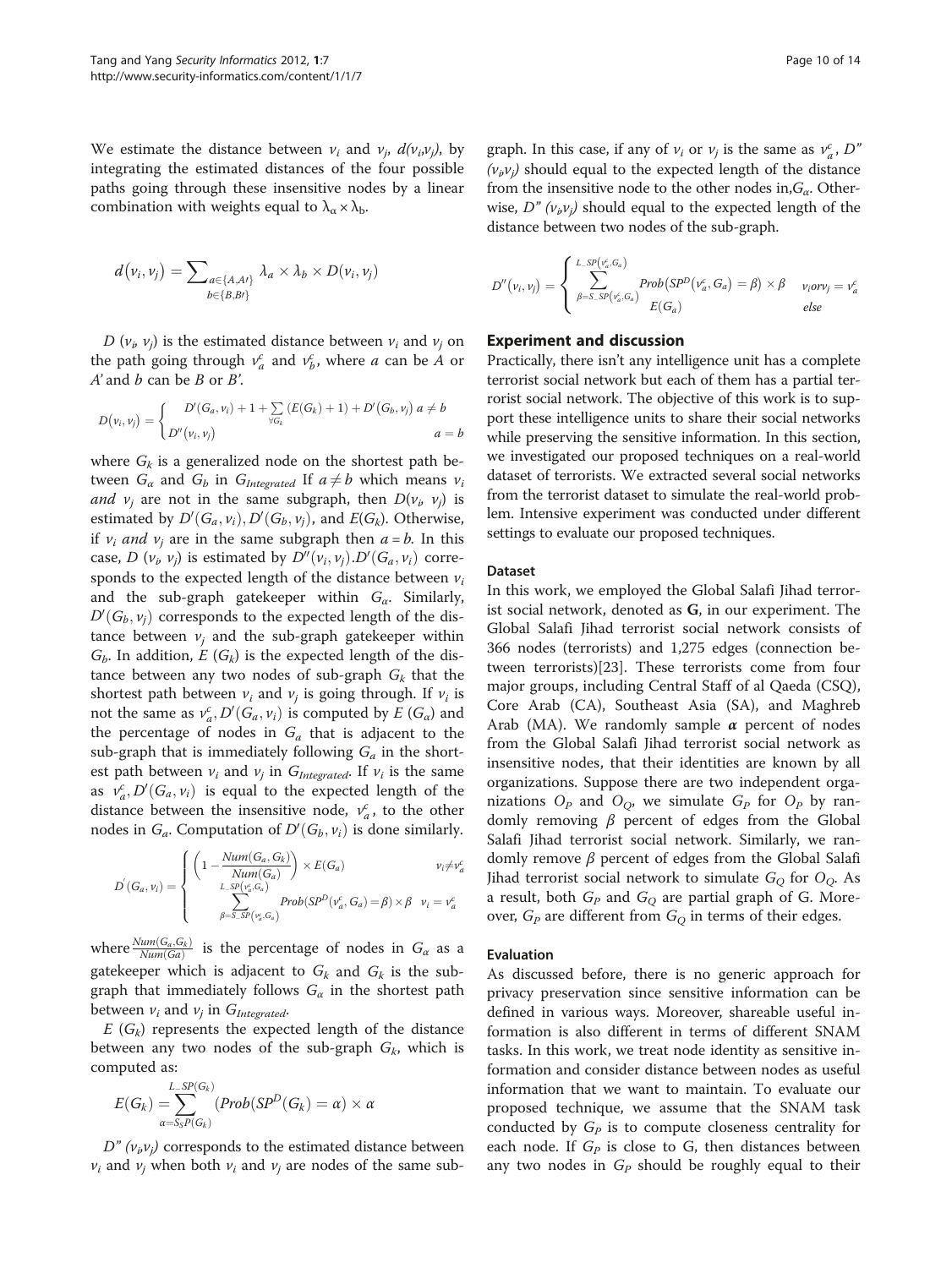We estimate the distance between $v_i$ and $v_j$, $d(v_i,v_j)$, by integrating the estimated distances of the four possible paths going through these insensitive nodes by a linear combination with weights equal to $\lambda_\alpha \times \lambda_b$.

$$d(v_i, v_j) = \sum_{\substack{a\in\{A,A'\} \\ b\in\{B,B'\}}} \lambda_a \times \lambda_b \times D(v_i, v_j)$$

$D\ (v_i,\ v_j)$ is the estimated distance between $v_i$ and $v_j$ on the path going through $v_a^c$ and $v_b^c$, where $a$ can be $A$ or $A'$ and $b$ can be $B$ or $B'$.

$$D(v_i, v_j) = \begin{cases} D'(G_a, v_i) + 1 + \sum\limits_{\forall G_k} (E(G_k) + 1) + D'(G_b, v_j) & a \neq b \\ D''(v_i, v_j) & a = b \end{cases}$$

where $G_k$ is a generalized node on the shortest path between $G_\alpha$ and $G_b$ in $G_{Integrated}$ If $a \neq b$ which means $v_i$ *and* $v_j$ are not in the same subgraph, then $D(v_i,\ v_j)$ is estimated by $D'(G_a, v_i), D'(G_b, v_j)$, and $E(G_k)$. Otherwise, if $v_i$ *and* $v_j$ are in the same subgraph then $a = b$. In this case, $D\ (v_i,\ v_j)$ is estimated by $D''(v_i, v_j).D'(G_a, v_i)$ corresponds to the expected length of the distance between $v_i$ and the sub-graph gatekeeper within $G_a$. Similarly, $D'(G_b, v_j)$ corresponds to the expected length of the distance between $v_j$ and the sub-graph gatekeeper within $G_b$. In addition, $E\ (G_k)$ is the expected length of the distance between any two nodes of sub-graph $G_k$ that the shortest path between $v_i$ and $v_j$ is going through. If $v_i$ is not the same as $v_a^c, D'(G_a, v_i)$ is computed by $E\ (G_\alpha)$ and the percentage of nodes in $G_a$ that is adjacent to the sub-graph that is immediately following $G_a$ in the shortest path between $v_i$ and $v_j$ in $G_{Integrated}$. If $v_i$ is the same as $v_a^c, D'(G_a, v_i)$ is equal to the expected length of the distance between the insensitive node, $v_a^c$, to the other nodes in $G_a$. Computation of $D'(G_b, v_i)$ is done similarly.

$$D'(G_a, v_i) = \begin{cases} \left(1 - \frac{Num(G_a, G_k)}{Num(G_a)}\right) \times E(G_a) & v_i \neq v_a^c \\ \sum\limits_{\beta = S\_SP(v_a^c, G_a)}^{L\_SP(v_a^c, G_a)} Prob(SP^D(v_a^c, G_a) = \beta) \times \beta & v_i = v_a^c \end{cases}$$

where $\frac{Num(G_a, G_k)}{Num(Ga)}$ is the percentage of nodes in $G_\alpha$ as a gatekeeper which is adjacent to $G_k$ and $G_k$ is the sub-graph that immediately follows $G_\alpha$ in the shortest path between $v_i$ and $v_j$ in $G_{Integrated}$.

$E\ (G_k)$ represents the expected length of the distance between any two nodes of the sub-graph $G_k$, which is computed as:

$$E(G_k) = \sum_{\alpha = S_SP(G_k)}^{L\_SP(G_k)} (Prob(SP^D(G_k) = \alpha) \times \alpha$$

$D''\ (v_i, v_j)$ corresponds to the estimated distance between $v_i$ and $v_j$ when both $v_i$ and $v_j$ are nodes of the same sub-graph. In this case, if any of $v_i$ or $v_j$ is the same as $v_a^c$, $D''\ (v_i, v_j)$ should equal to the expected length of the distance from the insensitive node to the other nodes in,$G_\alpha$. Otherwise, $D''\ (v_i, v_j)$ should equal to the expected length of the distance between two nodes of the sub-graph.

$$D''(v_i, v_j) = \begin{cases} \sum\limits_{\beta = S\_SP(v_a^c, G_a)}^{L\_SP(v_a^c, G_a)} Prob(SP^D(v_a^c, G_a) = \beta) \times \beta & v_i or v_j = v_a^c \\ E(G_a) & else \end{cases}$$

## Experiment and discussion

Practically, there isn't any intelligence unit has a complete terrorist social network but each of them has a partial terrorist social network. The objective of this work is to support these intelligence units to share their social networks while preserving the sensitive information. In this section, we investigated our proposed techniques on a real-world dataset of terrorists. We extracted several social networks from the terrorist dataset to simulate the real-world problem. Intensive experiment was conducted under different settings to evaluate our proposed techniques.

### Dataset

In this work, we employed the Global Salafi Jihad terrorist social network, denoted as **G**, in our experiment. The Global Salafi Jihad terrorist social network consists of 366 nodes (terrorists) and 1,275 edges (connection between terrorists)[23]. These terrorists come from four major groups, including Central Staff of al Qaeda (CSQ), Core Arab (CA), Southeast Asia (SA), and Maghreb Arab (MA). We randomly sample $\boldsymbol{\alpha}$ percent of nodes from the Global Salafi Jihad terrorist social network as insensitive nodes, that their identities are known by all organizations. Suppose there are two independent organizations $O_P$ and $O_Q$, we simulate $G_P$ for $O_P$ by randomly removing $\beta$ percent of edges from the Global Salafi Jihad terrorist social network. Similarly, we randomly remove $\beta$ percent of edges from the Global Salafi Jihad terrorist social network to simulate $G_Q$ for $O_Q$. As a result, both $G_P$ and $G_Q$ are partial graph of G. Moreover, $G_P$ are different from $G_Q$ in terms of their edges.

### Evaluation

As discussed before, there is no generic approach for privacy preservation since sensitive information can be defined in various ways. Moreover, shareable useful information is also different in terms of different SNAM tasks. In this work, we treat node identity as sensitive information and consider distance between nodes as useful information that we want to maintain. To evaluate our proposed technique, we assume that the SNAM task conducted by $G_P$ is to compute closeness centrality for each node. If $G_P$ is close to G, then distances between any two nodes in $G_P$ should be roughly equal to their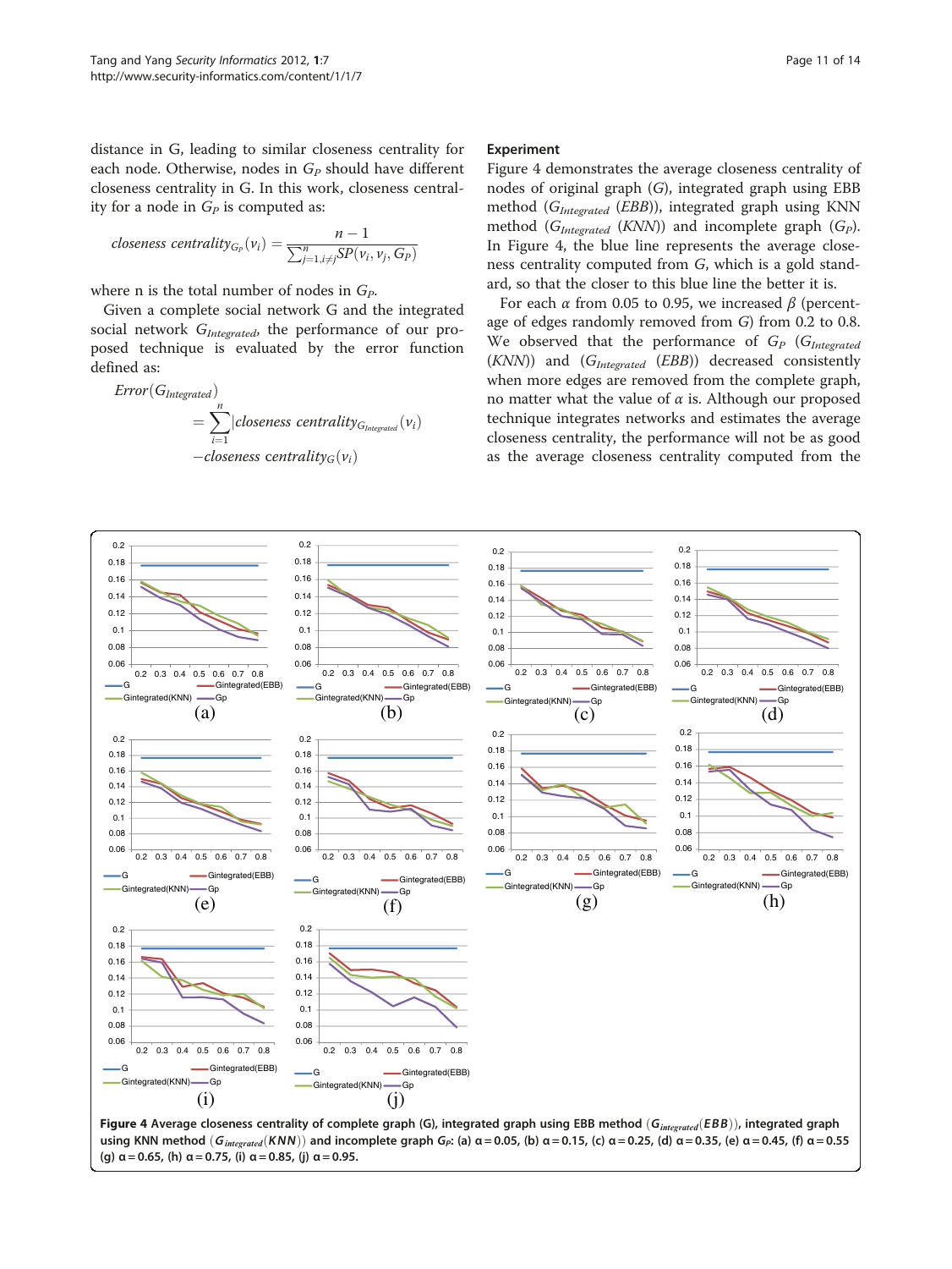distance in G, leading to similar closeness centrality for each node. Otherwise, nodes in $G_P$ should have different closeness centrality in G. In this work, closeness centrality for a node in $G_P$ is computed as:

$$closeness\ centrality_{G_P}(v_i) = \frac{n-1}{\sum_{j=1, i \neq j}^{n} SP(v_i, v_j, G_P)}$$

where n is the total number of nodes in $G_P$.

Given a complete social network G and the integrated social network $G_{Integrated}$, the performance of our proposed technique is evaluated by the error function defined as:

$$Error(G_{Integrated}) = \sum_{i=1}^{n} \left| closeness\ centrality_{G_{Integrated}}(v_i) - closeness\ centrality_{G}(v_i) \right|$$

### Experiment

Figure 4 demonstrates the average closeness centrality of nodes of original graph ($G$), integrated graph using EBB method ($G_{Integrated}$ $(EBB)$), integrated graph using KNN method ($G_{Integrated}$ $(KNN)$) and incomplete graph ($G_P$). In Figure 4, the blue line represents the average closeness centrality computed from $G$, which is a gold standard, so that the closer to this blue line the better it is.

For each $\alpha$ from 0.05 to 0.95, we increased $\beta$ (percentage of edges randomly removed from $G$) from 0.2 to 0.8. We observed that the performance of $G_P$ ($G_{Integrated}$ $(KNN)$) and ($G_{Integrated}$ $(EBB)$) decreased consistently when more edges are removed from the complete graph, no matter what the value of $\alpha$ is. Although our proposed technique integrates networks and estimates the average closeness centrality, the performance will not be as good as the average closeness centrality computed from the

**Figure 4 Average closeness centrality of complete graph (G), integrated graph using EBB method ($G_{integrated}(EBB)$), integrated graph using KNN method ($G_{integrated}(KNN)$) and incomplete graph $G_P$: (a) α = 0.05, (b) α = 0.15, (c) α = 0.25, (d) α = 0.35, (e) α = 0.45, (f) α = 0.55 (g) α = 0.65, (h) α = 0.75, (i) α = 0.85, (j) α = 0.95.**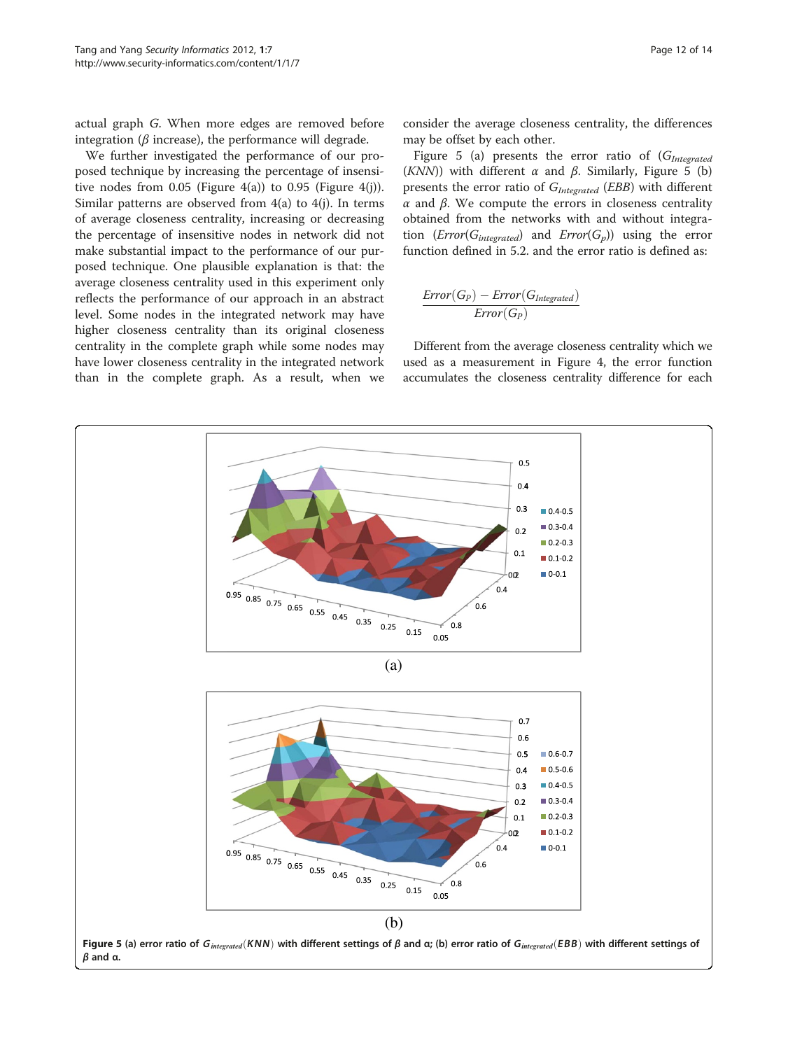actual graph $G$. When more edges are removed before integration ($\beta$ increase), the performance will degrade.

We further investigated the performance of our proposed technique by increasing the percentage of insensitive nodes from 0.05 (Figure 4(a)) to 0.95 (Figure 4(j)). Similar patterns are observed from 4(a) to 4(j). In terms of average closeness centrality, increasing or decreasing the percentage of insensitive nodes in network did not make substantial impact to the performance of our purposed technique. One plausible explanation is that: the average closeness centrality used in this experiment only reflects the performance of our approach in an abstract level. Some nodes in the integrated network may have higher closeness centrality than its original closeness centrality in the complete graph while some nodes may have lower closeness centrality in the integrated network than in the complete graph. As a result, when we consider the average closeness centrality, the differences may be offset by each other.

Figure 5 (a) presents the error ratio of ($G_{Integrated}$ ($KNN$)) with different $\alpha$ and $\beta$. Similarly, Figure 5 (b) presents the error ratio of $G_{Integrated}$ ($EBB$) with different $\alpha$ and $\beta$. We compute the errors in closeness centrality obtained from the networks with and without integration ($Error(G_{integrated})$ and $Error(G_p)$) using the error function defined in 5.2. and the error ratio is defined as:

$$\frac{Error(G_P) - Error(G_{Integrated})}{Error(G_P)}$$

Different from the average closeness centrality which we used as a measurement in Figure 4, the error function accumulates the closeness centrality difference for each

**Figure 5** (a) error ratio of $G_{integrated}(KNN)$ with different settings of $\beta$ and α; (b) error ratio of $G_{integrated}(EBB)$ with different settings of $\beta$ and α.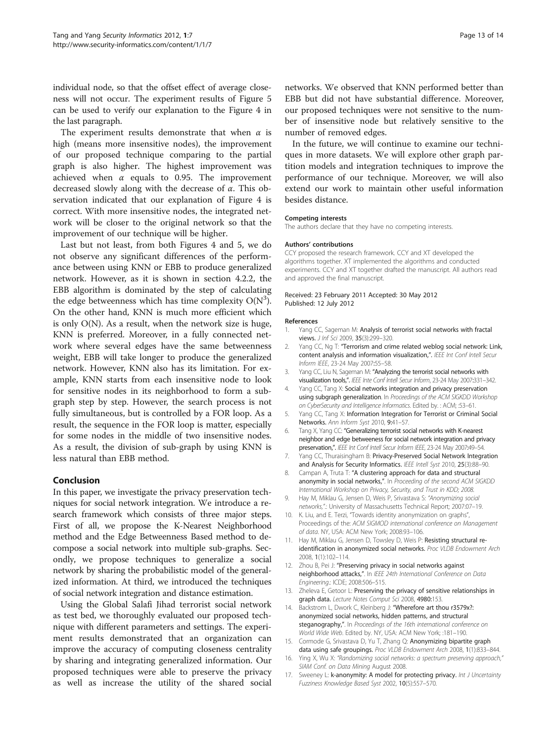individual node, so that the offset effect of average closeness will not occur. The experiment results of Figure 5 can be used to verify our explanation to the Figure 4 in the last paragraph.

The experiment results demonstrate that when $\alpha$ is high (means more insensitive nodes), the improvement of our proposed technique comparing to the partial graph is also higher. The highest improvement was achieved when $\alpha$ equals to 0.95. The improvement decreased slowly along with the decrease of $\alpha$. This observation indicated that our explanation of Figure 4 is correct. With more insensitive nodes, the integrated network will be closer to the original network so that the improvement of our technique will be higher.

Last but not least, from both Figures 4 and 5, we do not observe any significant differences of the performance between using KNN or EBB to produce generalized network. However, as it is shown in section 4.2.2, the EBB algorithm is dominated by the step of calculating the edge betweenness which has time complexity $O(N^3)$. On the other hand, KNN is much more efficient which is only $O(N)$. As a result, when the network size is huge, KNN is preferred. Moreover, in a fully connected network where several edges have the same betweenness weight, EBB will take longer to produce the generalized network. However, KNN also has its limitation. For example, KNN starts from each insensitive node to look for sensitive nodes in its neighborhood to form a subgraph step by step. However, the search process is not fully simultaneous, but is controlled by a FOR loop. As a result, the sequence in the FOR loop is matter, especially for some nodes in the middle of two insensitive nodes. As a result, the division of sub-graph by using KNN is less natural than EBB method.

## Conclusion

In this paper, we investigate the privacy preservation techniques for social network integration. We introduce a research framework which consists of three major steps. First of all, we propose the K-Nearest Neighborhood method and the Edge Betweenness Based method to decompose a social network into multiple sub-graphs. Secondly, we propose techniques to generalize a social network by sharing the probabilistic model of the generalized information. At third, we introduced the techniques of social network integration and distance estimation.

Using the Global Salafi Jihad terrorist social network as test bed, we thoroughly evaluated our proposed technique with different parameters and settings. The experiment results demonstrated that an organization can improve the accuracy of computing closeness centrality by sharing and integrating generalized information. Our proposed techniques were able to preserve the privacy as well as increase the utility of the shared social networks. We observed that KNN performed better than EBB but did not have substantial difference. Moreover, our proposed techniques were not sensitive to the number of insensitive node but relatively sensitive to the number of removed edges.

In the future, we will continue to examine our techniques in more datasets. We will explore other graph partition models and integration techniques to improve the performance of our technique. Moreover, we will also extend our work to maintain other useful information besides distance.

#### Competing interests

The authors declare that they have no competing interests.

#### Authors' contributions

CCY proposed the research framework. CCY and XT developed the algorithms together. XT implemented the algorithms and conducted experiments. CCY and XT together drafted the manuscript. All authors read and approved the final manuscript.

Received: 23 February 2011 Accepted: 30 May 2012
Published: 12 July 2012

#### References

1. Yang CC, Sageman M: **Analysis of terrorist social networks with fractal views.** *J Inf Sci* 2009, **35**(3):299–320.
2. Yang CC, Ng T: **"Terrorism and crime related weblog social network: Link, content analysis and information visualization,".** *IEEE Int Conf Intell Secur Inform IEEE*, 23-24 May 2007:55–58.
3. Yang CC, Liu N, Sageman M: **"Analyzing the terrorist social networks with visualization tools,".** *IEEE Inte Conf Intell Secur Inform*, 23-24 May 2007:331–342.
4. Yang CC, Tang X: **Social networks integration and privacy preservation using subgraph generalization**. In *Proceedings of the ACM SIGKDD Workshop on CyberSecurity and Intelligence Informatics*. Edited by. : ACM; :53–61.
5. Yang CC, Tang X: **Information Integration for Terrorist or Criminal Social Networks.** *Ann Inform Syst* 2010, **9:**41–57.
6. Tang X, Yang CC: **"Generalizing terrorist social networks with K-nearest neighbor and edge betweeness for social network integration and privacy preservation,".** *IEEE Int Conf Intell Secur Inform IEEE*, 23-24 May 2007:49–54.
7. Yang CC, Thuraisingham B: **Privacy-Preserved Social Network Integration and Analysis for Security Informatics.** *IEEE Intell Syst* 2010, **25**(3):88–90.
8. Campan A, Truta T: **"A clustering approach for data and structural anonymity in social networks,".** In *Proceeding of the second ACM SIGKDD International Workshop on Privacy, Security, and Trust in KDD; 2008.*
9. Hay M, Miklau G, Jensen D, Weis P, Srivastava S: *"Anonymizing social networks,".*: University of Massachusetts Technical Report; 2007:07–19.
10. K. Liu, and E. Terzi, "Towards identity anonymization on graphs", Proceedings of the: *ACM SIGMOD international conference on Management of data.* NY, USA: ACM New York; 2008:93–106.
11. Hay M, Miklau G, Jensen D, Towsley D, Weis P: **Resisting structural re-identification in anonymized social networks.** *Proc VLDB Endowment Arch* 2008, **1**(1):102–114.
12. Zhou B, Pei J: **"Preserving privacy in social networks against neighborhood attacks,".** In *IEEE 24th International Conference on Data Engineering.:* ICDE; 2008:506–515.
13. Zheleva E, Getoor L: **Preserving the privacy of sensitive relationships in graph data.** *Lecture Notes Comput Sci* 2008, 4980:153.
14. Backstrom L, Dwork C, Kleinberg J: **"Wherefore art thou r3579x?: anonymized social networks, hidden patterns, and structural steganography,".** In *Proceedings of the 16th international conference on World Wide Web*. Edited by. NY, USA: ACM New York; :181–190.
15. Cormode G, Srivastava D, Yu T, Zhang Q: **Anonymizing bipartite graph data using safe groupings.** *Proc VLDB Endowment Arch* 2008, **1**(1):833–844.
16. Ying X, Wu X: *"Randomizing social networks: a spectrum preserving approach," SIAM Conf. on Data Mining* August 2008.
17. Sweeney L: **k-anonymity: A model for protecting privacy.** *Int J Uncertainty Fuzziness Knowledge Based Syst* 2002, **10**(5):557–570.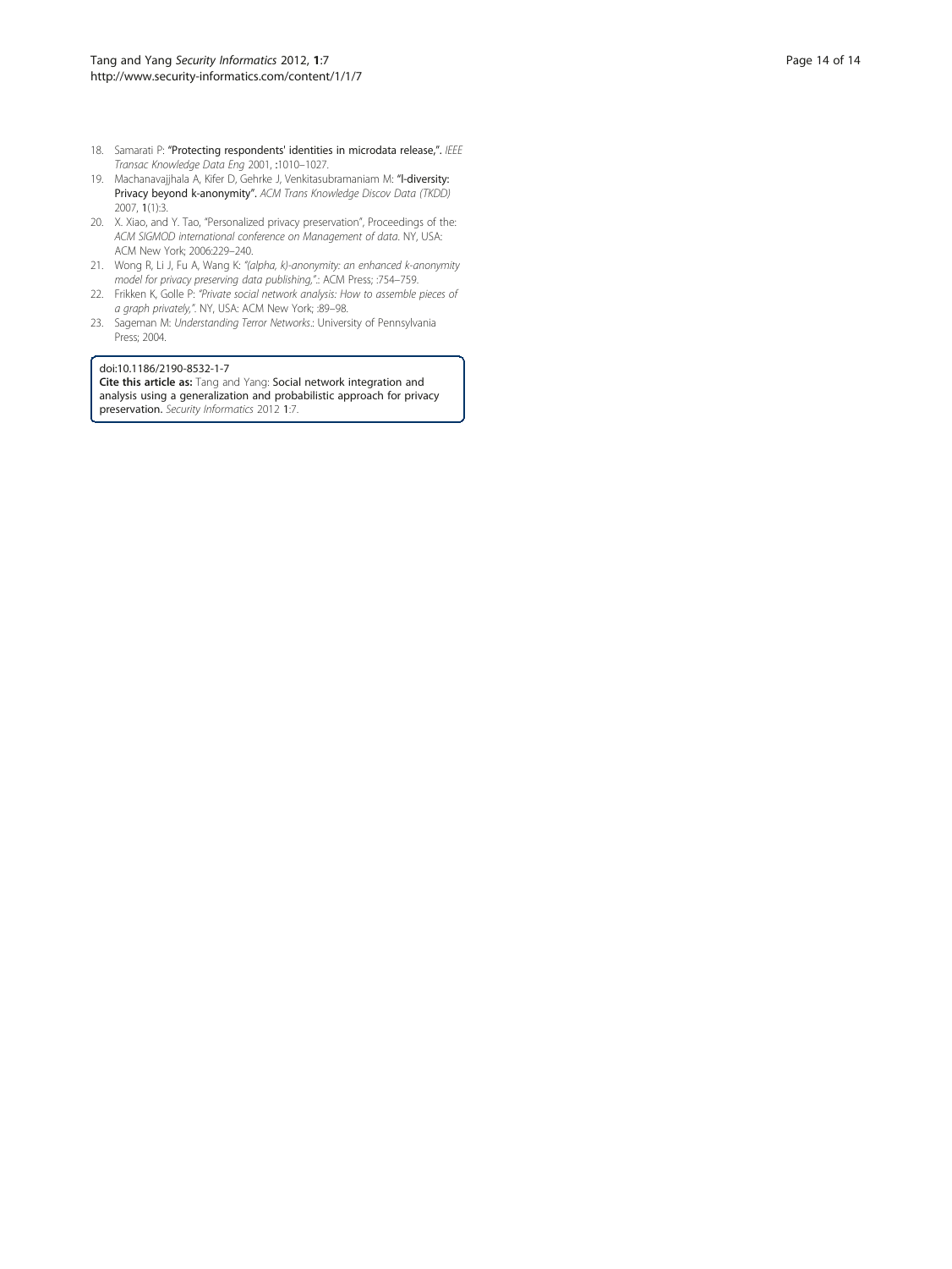18. Samarati P: **"Protecting respondents' identities in microdata release,"**. *IEEE Transac Knowledge Data Eng* 2001, **:**1010–1027.
19. Machanavajjhala A, Kifer D, Gehrke J, Venkitasubramaniam M: **"l-diversity: Privacy beyond k-anonymity"**. *ACM Trans Knowledge Discov Data (TKDD)* 2007, **1**(1):3.
20. X. Xiao, and Y. Tao, "Personalized privacy preservation", Proceedings of the: *ACM SIGMOD international conference on Management of data*. NY, USA: ACM New York; 2006:229–240.
21. Wong R, Li J, Fu A, Wang K: *"(alpha, k)-anonymity: an enhanced k-anonymity model for privacy preserving data publishing,".*: ACM Press; :754–759.
22. Frikken K, Golle P: *"Private social network analysis: How to assemble pieces of a graph privately,"*. NY, USA: ACM New York; :89–98.
23. Sageman M: *Understanding Terror Networks*.: University of Pennsylvania Press; 2004.

doi:10.1186/2190-8532-1-7
**Cite this article as:** Tang and Yang: **Social network integration and analysis using a generalization and probabilistic approach for privacy preservation.** *Security Informatics* 2012 **1**:7.